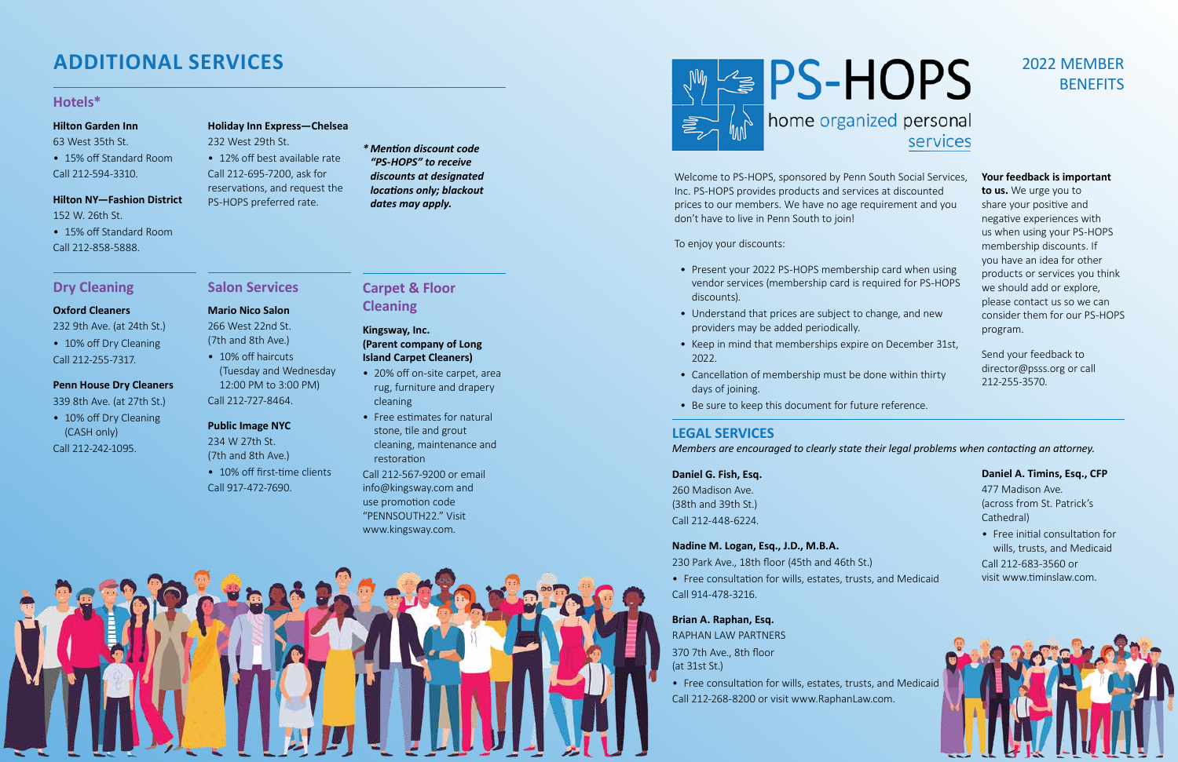# ADDITIONAL SERVICES

## Hotels*

**Hilton Garden Inn**
63 West 35th St.
- 15% off Standard Room

Call 212-594-3310.

**Hilton NY—Fashion District**
152 W. 26th St.
- 15% off Standard Room

Call 212-858-5888.

**Holiday Inn Express—Chelsea**
232 West 29th St.
- 12% off best available rate

Call 212-695-7200, ask for reservations, and request the PS-HOPS preferred rate.

***Mention discount code "PS-HOPS" to receive discounts at designated locations only; blackout dates may apply.***

## Dry Cleaning

**Oxford Cleaners**
232 9th Ave. (at 24th St.)
- 10% off Dry Cleaning

Call 212-255-7317.

**Penn House Dry Cleaners**
339 8th Ave. (at 27th St.)
- 10% off Dry Cleaning (CASH only)

Call 212-242-1095.

## Salon Services

**Mario Nico Salon**
266 West 22nd St.
(7th and 8th Ave.)
- 10% off haircuts (Tuesday and Wednesday 12:00 PM to 3:00 PM)

Call 212-727-8464.

**Public Image NYC**
234 W 27th St.
(7th and 8th Ave.)
- 10% off first-time clients

Call 917-472-7690.

## Carpet & Floor Cleaning

**Kingsway, Inc.
(Parent company of Long Island Carpet Cleaners)**
- 20% off on-site carpet, area rug, furniture and drapery cleaning
- Free estimates for natural stone, tile and grout cleaning, maintenance and restoration

Call 212-567-9200 or email info@kingsway.com and use promotion code "PENNSOUTH22." Visit www.kingsway.com.

# PS-HOPS
home organized personal services

## 2022 MEMBER BENEFITS

Welcome to PS-HOPS, sponsored by Penn South Social Services, Inc. PS-HOPS provides products and services at discounted prices to our members. We have no age requirement and you don't have to live in Penn South to join!

To enjoy your discounts:

- Present your 2022 PS-HOPS membership card when using vendor services (membership card is required for PS-HOPS discounts).
- Understand that prices are subject to change, and new providers may be added periodically.
- Keep in mind that memberships expire on December 31st, 2022.
- Cancellation of membership must be done within thirty days of joining.
- Be sure to keep this document for future reference.

**Your feedback is important to us.** We urge you to share your positive and negative experiences with us when using your PS-HOPS membership discounts. If you have an idea for other products or services you think we should add or explore, please contact us so we can consider them for our PS-HOPS program.

Send your feedback to director@psss.org or call 212-255-3570.

## LEGAL SERVICES

*Members are encouraged to clearly state their legal problems when contacting an attorney.*

**Daniel G. Fish, Esq.**
260 Madison Ave.
(38th and 39th St.)
Call 212-448-6224.

**Nadine M. Logan, Esq., J.D., M.B.A.**
230 Park Ave., 18th floor (45th and 46th St.)
- Free consultation for wills, estates, trusts, and Medicaid

Call 914-478-3216.

**Brian A. Raphan, Esq.**
RAPHAN LAW PARTNERS
370 7th Ave., 8th floor
(at 31st St.)
- Free consultation for wills, estates, trusts, and Medicaid

Call 212-268-8200 or visit www.RaphanLaw.com.

**Daniel A. Timins, Esq., CFP**
477 Madison Ave.
(across from St. Patrick's Cathedral)
- Free initial consultation for wills, trusts, and Medicaid

Call 212-683-3560 or visit www.timinslaw.com.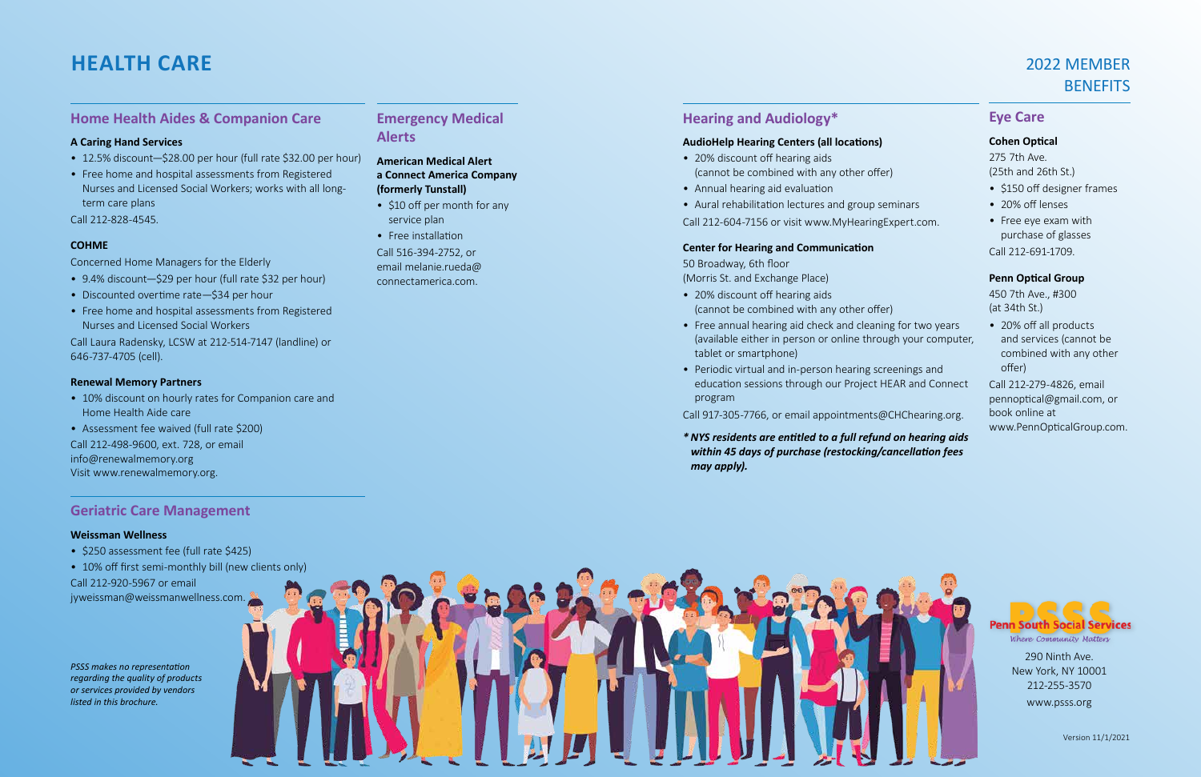# HEALTH CARE

## Home Health Aides & Companion Care

**A Caring Hand Services**

- 12.5% discount—$28.00 per hour (full rate $32.00 per hour)
- Free home and hospital assessments from Registered Nurses and Licensed Social Workers; works with all long-term care plans

Call 212-828-4545.

**COHME**

Concerned Home Managers for the Elderly

- 9.4% discount—$29 per hour (full rate $32 per hour)
- Discounted overtime rate—$34 per hour
- Free home and hospital assessments from Registered Nurses and Licensed Social Workers

Call Laura Radensky, LCSW at 212-514-7147 (landline) or 646-737-4705 (cell).

**Renewal Memory Partners**

- 10% discount on hourly rates for Companion care and Home Health Aide care
- Assessment fee waived (full rate $200)

Call 212-498-9600, ext. 728, or email info@renewalmemory.org
Visit www.renewalmemory.org.

## Geriatric Care Management

**Weissman Wellness**

- $250 assessment fee (full rate $425)
- 10% off first semi-monthly bill (new clients only)

Call 212-920-5967 or email jyweissman@weissmanwellness.com.

*PSSS makes no representation regarding the quality of products or services provided by vendors listed in this brochure.*

## Emergency Medical Alerts

**American Medical Alert a Connect America Company (formerly Tunstall)**

- $10 off per month for any service plan
- Free installation

Call 516-394-2752, or email melanie.rueda@connectamerica.com.

## Hearing and Audiology*

**AudioHelp Hearing Centers (all locations)**

- 20% discount off hearing aids (cannot be combined with any other offer)
- Annual hearing aid evaluation
- Aural rehabilitation lectures and group seminars

Call 212-604-7156 or visit www.MyHearingExpert.com.

**Center for Hearing and Communication**

50 Broadway, 6th floor
(Morris St. and Exchange Place)

- 20% discount off hearing aids (cannot be combined with any other offer)
- Free annual hearing aid check and cleaning for two years (available either in person or online through your computer, tablet or smartphone)
- Periodic virtual and in-person hearing screenings and education sessions through our Project HEAR and Connect program

Call 917-305-7766, or email appointments@CHChearing.org.

***NYS residents are entitled to a full refund on hearing aids within 45 days of purchase (restocking/cancellation fees may apply).***

# 2022 MEMBER BENEFITS

## Eye Care

**Cohen Optical**

275 7th Ave.
(25th and 26th St.)

- $150 off designer frames
- 20% off lenses
- Free eye exam with purchase of glasses

Call 212-691-1709.

**Penn Optical Group**

450 7th Ave., #300
(at 34th St.)

- 20% off all products and services (cannot be combined with any other offer)

Call 212-279-4826, email pennoptical@gmail.com, or book online at www.PennOpticalGroup.com.

PSSS
Penn South Social Services
*Where Community Matters*

290 Ninth Ave.
New York, NY 10001
212-255-3570
www.psss.org

Version 11/1/2021